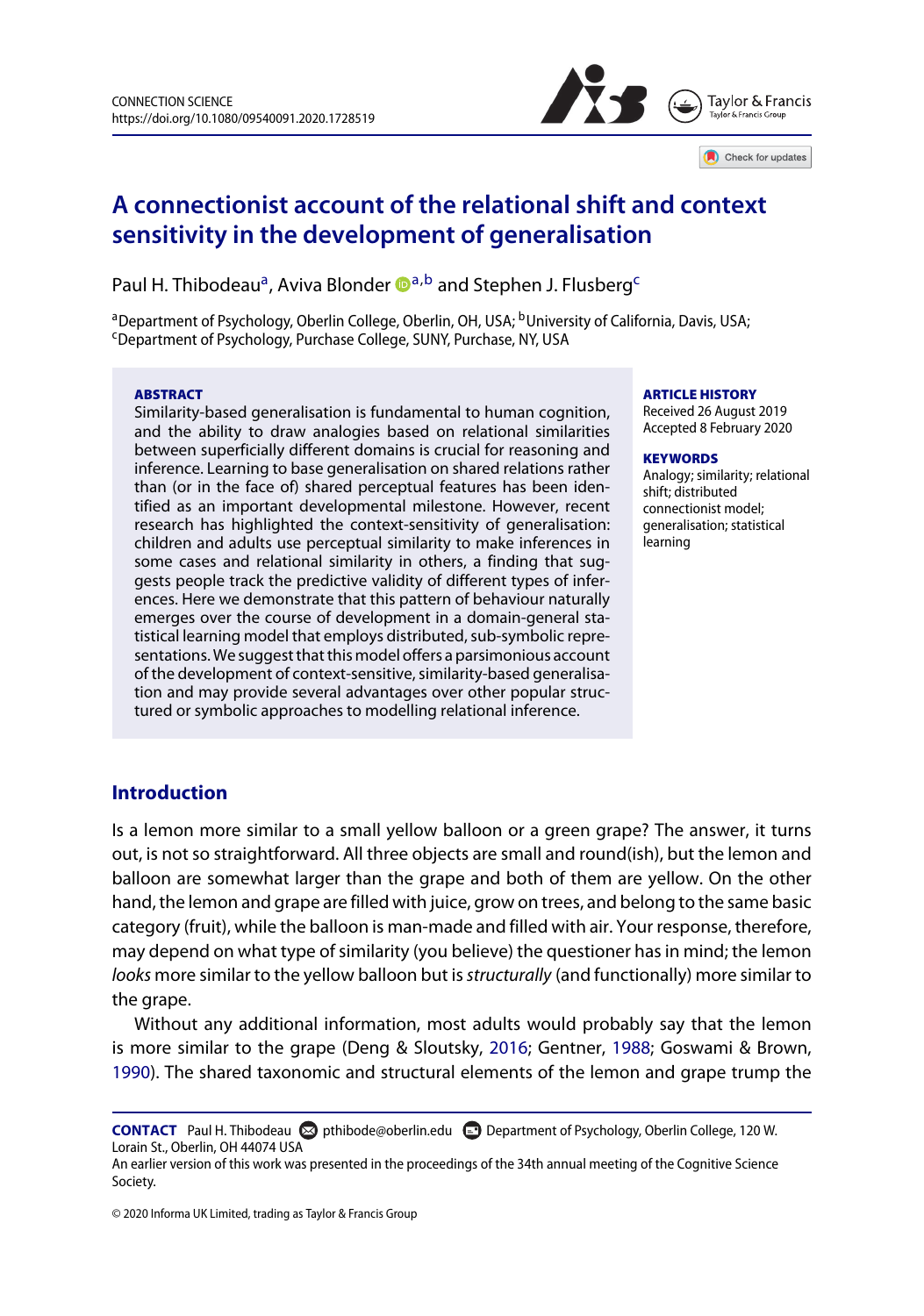# A connectionist account of the relational shift and context sensitivity in the development of generalisation

Paul H. Thibodeau[a], Aviva Blonder[a,b] and Stephen J. Flusberg[c]

[a]Department of Psychology, Oberlin College, Oberlin, OH, USA; [b]University of California, Davis, USA; [c]Department of Psychology, Purchase College, SUNY, Purchase, NY, USA

**ABSTRACT**

Similarity-based generalisation is fundamental to human cognition, and the ability to draw analogies based on relational similarities between superficially different domains is crucial for reasoning and inference. Learning to base generalisation on shared relations rather than (or in the face of) shared perceptual features has been identified as an important developmental milestone. However, recent research has highlighted the context-sensitivity of generalisation: children and adults use perceptual similarity to make inferences in some cases and relational similarity in others, a finding that suggests people track the predictive validity of different types of inferences. Here we demonstrate that this pattern of behaviour naturally emerges over the course of development in a domain-general statistical learning model that employs distributed, sub-symbolic representations. We suggest that this model offers a parsimonious account of the development of context-sensitive, similarity-based generalisation and may provide several advantages over other popular structured or symbolic approaches to modelling relational inference.

**ARTICLE HISTORY**

Received 26 August 2019
Accepted 8 February 2020

**KEYWORDS**

Analogy; similarity; relational shift; distributed connectionist model; generalisation; statistical learning

## Introduction

Is a lemon more similar to a small yellow balloon or a green grape? The answer, it turns out, is not so straightforward. All three objects are small and round(ish), but the lemon and balloon are somewhat larger than the grape and both of them are yellow. On the other hand, the lemon and grape are filled with juice, grow on trees, and belong to the same basic category (fruit), while the balloon is man-made and filled with air. Your response, therefore, may depend on what type of similarity (you believe) the questioner has in mind; the lemon *looks* more similar to the yellow balloon but is *structurally* (and functionally) more similar to the grape.

Without any additional information, most adults would probably say that the lemon is more similar to the grape (Deng & Sloutsky, 2016; Gentner, 1988; Goswami & Brown, 1990). The shared taxonomic and structural elements of the lemon and grape trump the

**CONTACT** Paul H. Thibodeau pthibode@oberlin.edu Department of Psychology, Oberlin College, 120 W. Lorain St., Oberlin, OH 44074 USA

An earlier version of this work was presented in the proceedings of the 34th annual meeting of the Cognitive Science Society.

© 2020 Informa UK Limited, trading as Taylor & Francis Group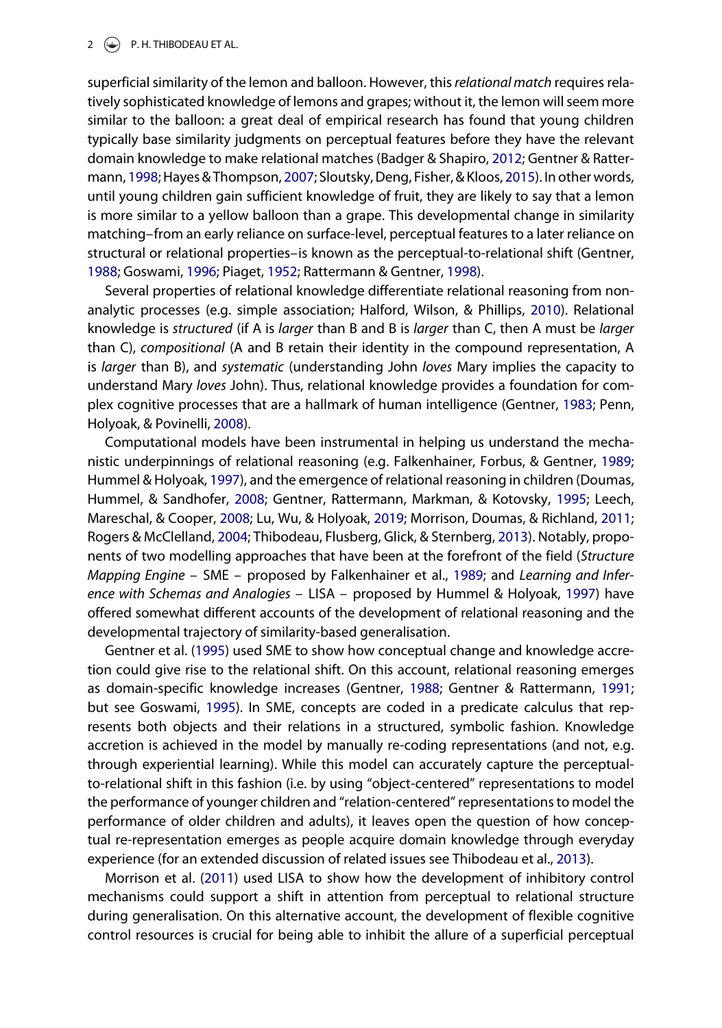superficial similarity of the lemon and balloon. However, this *relational match* requires relatively sophisticated knowledge of lemons and grapes; without it, the lemon will seem more similar to the balloon: a great deal of empirical research has found that young children typically base similarity judgments on perceptual features before they have the relevant domain knowledge to make relational matches (Badger & Shapiro, 2012; Gentner & Rattermann, 1998; Hayes & Thompson, 2007; Sloutsky, Deng, Fisher, & Kloos, 2015). In other words, until young children gain sufficient knowledge of fruit, they are likely to say that a lemon is more similar to a yellow balloon than a grape. This developmental change in similarity matching–from an early reliance on surface-level, perceptual features to a later reliance on structural or relational properties–is known as the perceptual-to-relational shift (Gentner, 1988; Goswami, 1996; Piaget, 1952; Rattermann & Gentner, 1998).

Several properties of relational knowledge differentiate relational reasoning from non-analytic processes (e.g. simple association; Halford, Wilson, & Phillips, 2010). Relational knowledge is *structured* (if A is *larger* than B and B is *larger* than C, then A must be *larger* than C), *compositional* (A and B retain their identity in the compound representation, A is *larger* than B), and *systematic* (understanding John *loves* Mary implies the capacity to understand Mary *loves* John). Thus, relational knowledge provides a foundation for complex cognitive processes that are a hallmark of human intelligence (Gentner, 1983; Penn, Holyoak, & Povinelli, 2008).

Computational models have been instrumental in helping us understand the mechanistic underpinnings of relational reasoning (e.g. Falkenhainer, Forbus, & Gentner, 1989; Hummel & Holyoak, 1997), and the emergence of relational reasoning in children (Doumas, Hummel, & Sandhofer, 2008; Gentner, Rattermann, Markman, & Kotovsky, 1995; Leech, Mareschal, & Cooper, 2008; Lu, Wu, & Holyoak, 2019; Morrison, Doumas, & Richland, 2011; Rogers & McClelland, 2004; Thibodeau, Flusberg, Glick, & Sternberg, 2013). Notably, proponents of two modelling approaches that have been at the forefront of the field (*Structure Mapping Engine* – SME – proposed by Falkenhainer et al., 1989; and *Learning and Inference with Schemas and Analogies* – LISA – proposed by Hummel & Holyoak, 1997) have offered somewhat different accounts of the development of relational reasoning and the developmental trajectory of similarity-based generalisation.

Gentner et al. (1995) used SME to show how conceptual change and knowledge accretion could give rise to the relational shift. On this account, relational reasoning emerges as domain-specific knowledge increases (Gentner, 1988; Gentner & Rattermann, 1991; but see Goswami, 1995). In SME, concepts are coded in a predicate calculus that represents both objects and their relations in a structured, symbolic fashion. Knowledge accretion is achieved in the model by manually re-coding representations (and not, e.g. through experiential learning). While this model can accurately capture the perceptual-to-relational shift in this fashion (i.e. by using "object-centered" representations to model the performance of younger children and "relation-centered" representations to model the performance of older children and adults), it leaves open the question of how conceptual re-representation emerges as people acquire domain knowledge through everyday experience (for an extended discussion of related issues see Thibodeau et al., 2013).

Morrison et al. (2011) used LISA to show how the development of inhibitory control mechanisms could support a shift in attention from perceptual to relational structure during generalisation. On this alternative account, the development of flexible cognitive control resources is crucial for being able to inhibit the allure of a superficial perceptual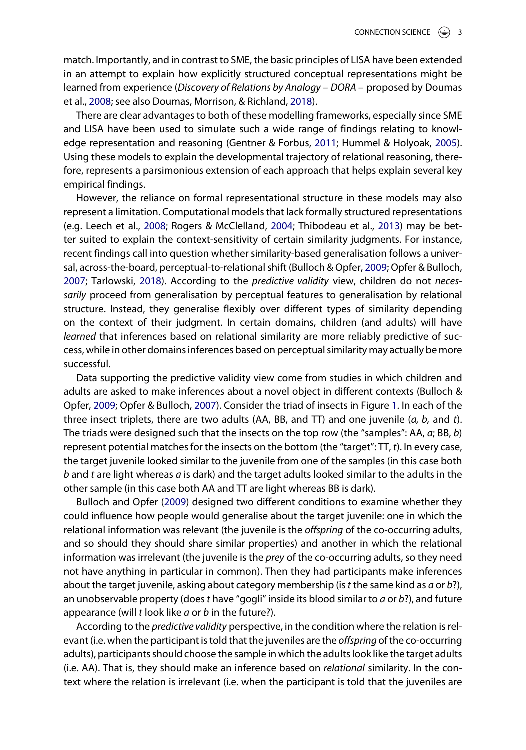match. Importantly, and in contrast to SME, the basic principles of LISA have been extended in an attempt to explain how explicitly structured conceptual representations might be learned from experience (*Discovery of Relations by Analogy – DORA* – proposed by Doumas et al., 2008; see also Doumas, Morrison, & Richland, 2018).

There are clear advantages to both of these modelling frameworks, especially since SME and LISA have been used to simulate such a wide range of findings relating to knowledge representation and reasoning (Gentner & Forbus, 2011; Hummel & Holyoak, 2005). Using these models to explain the developmental trajectory of relational reasoning, therefore, represents a parsimonious extension of each approach that helps explain several key empirical findings.

However, the reliance on formal representational structure in these models may also represent a limitation. Computational models that lack formally structured representations (e.g. Leech et al., 2008; Rogers & McClelland, 2004; Thibodeau et al., 2013) may be better suited to explain the context-sensitivity of certain similarity judgments. For instance, recent findings call into question whether similarity-based generalisation follows a universal, across-the-board, perceptual-to-relational shift (Bulloch & Opfer, 2009; Opfer & Bulloch, 2007; Tarlowski, 2018). According to the *predictive validity* view, children do not *necessarily* proceed from generalisation by perceptual features to generalisation by relational structure. Instead, they generalise flexibly over different types of similarity depending on the context of their judgment. In certain domains, children (and adults) will have *learned* that inferences based on relational similarity are more reliably predictive of success, while in other domains inferences based on perceptual similarity may actually be more successful.

Data supporting the predictive validity view come from studies in which children and adults are asked to make inferences about a novel object in different contexts (Bulloch & Opfer, 2009; Opfer & Bulloch, 2007). Consider the triad of insects in Figure 1. In each of the three insect triplets, there are two adults (AA, BB, and TT) and one juvenile (*a, b,* and *t*). The triads were designed such that the insects on the top row (the "samples": AA, *a*; BB, *b*) represent potential matches for the insects on the bottom (the "target": TT, *t*). In every case, the target juvenile looked similar to the juvenile from one of the samples (in this case both *b* and *t* are light whereas *a* is dark) and the target adults looked similar to the adults in the other sample (in this case both AA and TT are light whereas BB is dark).

Bulloch and Opfer (2009) designed two different conditions to examine whether they could influence how people would generalise about the target juvenile: one in which the relational information was relevant (the juvenile is the *offspring* of the co-occurring adults, and so should they should share similar properties) and another in which the relational information was irrelevant (the juvenile is the *prey* of the co-occurring adults, so they need not have anything in particular in common). Then they had participants make inferences about the target juvenile, asking about category membership (is *t* the same kind as *a* or *b*?), an unobservable property (does *t* have "gogli" inside its blood similar to *a* or *b*?), and future appearance (will *t* look like *a* or *b* in the future?).

According to the *predictive validity* perspective, in the condition where the relation is relevant (i.e. when the participant is told that the juveniles are the *offspring* of the co-occurring adults), participants should choose the sample in which the adults look like the target adults (i.e. AA). That is, they should make an inference based on *relational* similarity. In the context where the relation is irrelevant (i.e. when the participant is told that the juveniles are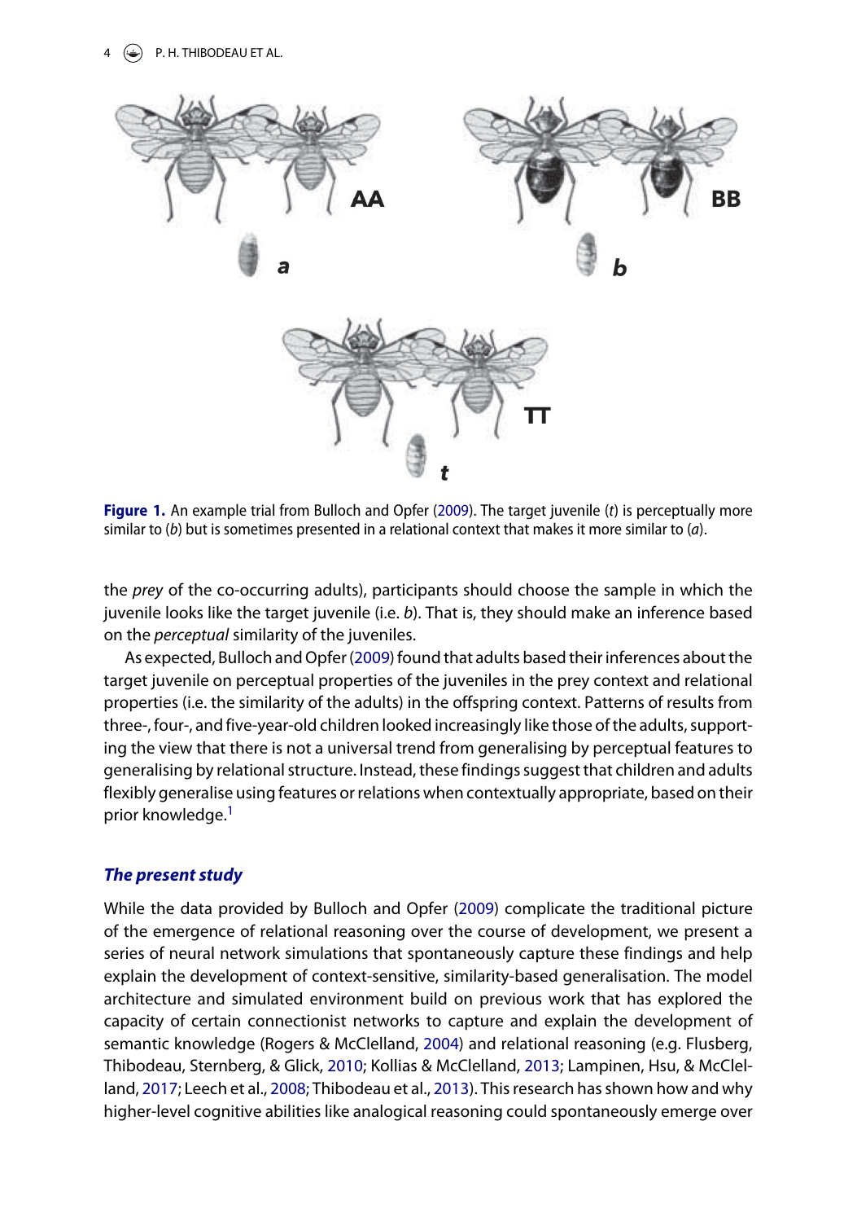**Figure 1.** An example trial from Bulloch and Opfer (2009). The target juvenile (*t*) is perceptually more similar to (*b*) but is sometimes presented in a relational context that makes it more similar to (*a*).

the *prey* of the co-occurring adults), participants should choose the sample in which the juvenile looks like the target juvenile (i.e. *b*). That is, they should make an inference based on the *perceptual* similarity of the juveniles.

As expected, Bulloch and Opfer (2009) found that adults based their inferences about the target juvenile on perceptual properties of the juveniles in the prey context and relational properties (i.e. the similarity of the adults) in the offspring context. Patterns of results from three-, four-, and five-year-old children looked increasingly like those of the adults, supporting the view that there is not a universal trend from generalising by perceptual features to generalising by relational structure. Instead, these findings suggest that children and adults flexibly generalise using features or relations when contextually appropriate, based on their prior knowledge.[1]

### *The present study*

While the data provided by Bulloch and Opfer (2009) complicate the traditional picture of the emergence of relational reasoning over the course of development, we present a series of neural network simulations that spontaneously capture these findings and help explain the development of context-sensitive, similarity-based generalisation. The model architecture and simulated environment build on previous work that has explored the capacity of certain connectionist networks to capture and explain the development of semantic knowledge (Rogers & McClelland, 2004) and relational reasoning (e.g. Flusberg, Thibodeau, Sternberg, & Glick, 2010; Kollias & McClelland, 2013; Lampinen, Hsu, & McClelland, 2017; Leech et al., 2008; Thibodeau et al., 2013). This research has shown how and why higher-level cognitive abilities like analogical reasoning could spontaneously emerge over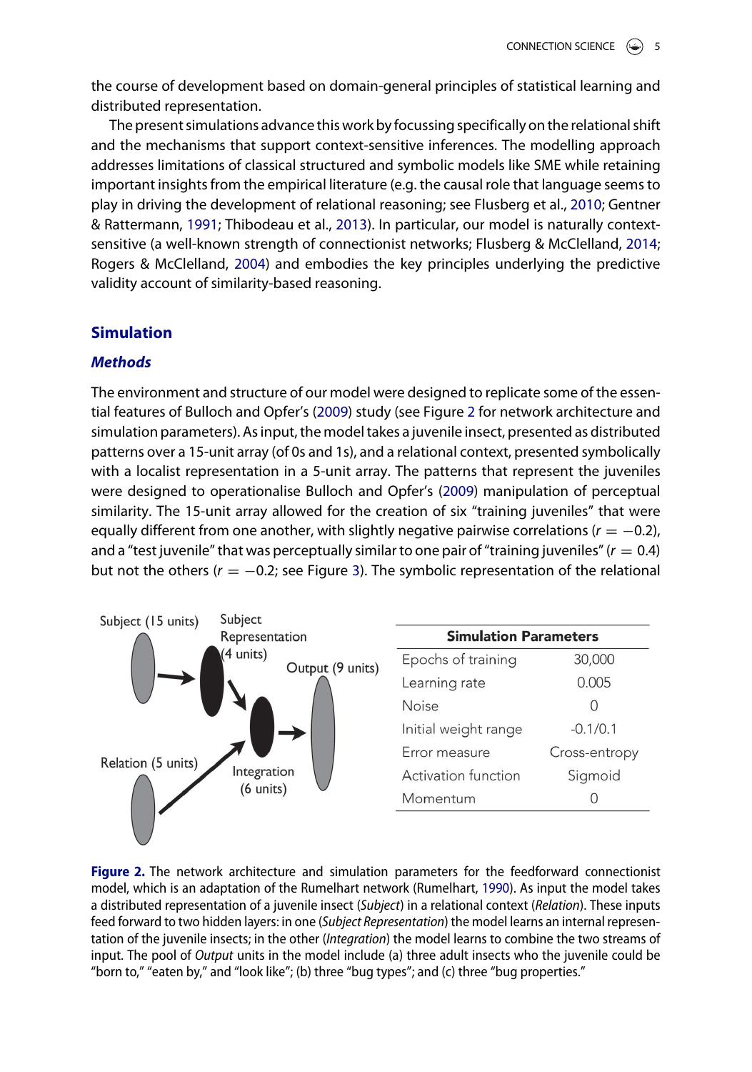the course of development based on domain-general principles of statistical learning and distributed representation.

The present simulations advance this work by focussing specifically on the relational shift and the mechanisms that support context-sensitive inferences. The modelling approach addresses limitations of classical structured and symbolic models like SME while retaining important insights from the empirical literature (e.g. the causal role that language seems to play in driving the development of relational reasoning; see Flusberg et al., 2010; Gentner & Rattermann, 1991; Thibodeau et al., 2013). In particular, our model is naturally context-sensitive (a well-known strength of connectionist networks; Flusberg & McClelland, 2014; Rogers & McClelland, 2004) and embodies the key principles underlying the predictive validity account of similarity-based reasoning.

## Simulation

### Methods

The environment and structure of our model were designed to replicate some of the essential features of Bulloch and Opfer's (2009) study (see Figure 2 for network architecture and simulation parameters). As input, the model takes a juvenile insect, presented as distributed patterns over a 15-unit array (of 0s and 1s), and a relational context, presented symbolically with a localist representation in a 5-unit array. The patterns that represent the juveniles were designed to operationalise Bulloch and Opfer's (2009) manipulation of perceptual similarity. The 15-unit array allowed for the creation of six "training juveniles" that were equally different from one another, with slightly negative pairwise correlations ($r = -0.2$), and a "test juvenile" that was perceptually similar to one pair of "training juveniles" ($r = 0.4$) but not the others ($r = -0.2$; see Figure 3). The symbolic representation of the relational

Subject (15 units) → Subject Representation (4 units) → Integration (6 units) → Output (9 units); Relation (5 units) → Integration (6 units)

| Simulation Parameters | |
|---|---|
| Epochs of training | 30,000 |
| Learning rate | 0.005 |
| Noise | 0 |
| Initial weight range | -0.1/0.1 |
| Error measure | Cross-entropy |
| Activation function | Sigmoid |
| Momentum | 0 |

**Figure 2.** The network architecture and simulation parameters for the feedforward connectionist model, which is an adaptation of the Rumelhart network (Rumelhart, 1990). As input the model takes a distributed representation of a juvenile insect (*Subject*) in a relational context (*Relation*). These inputs feed forward to two hidden layers: in one (*Subject Representation*) the model learns an internal representation of the juvenile insects; in the other (*Integration*) the model learns to combine the two streams of input. The pool of *Output* units in the model include (a) three adult insects who the juvenile could be "born to," "eaten by," and "look like"; (b) three "bug types"; and (c) three "bug properties."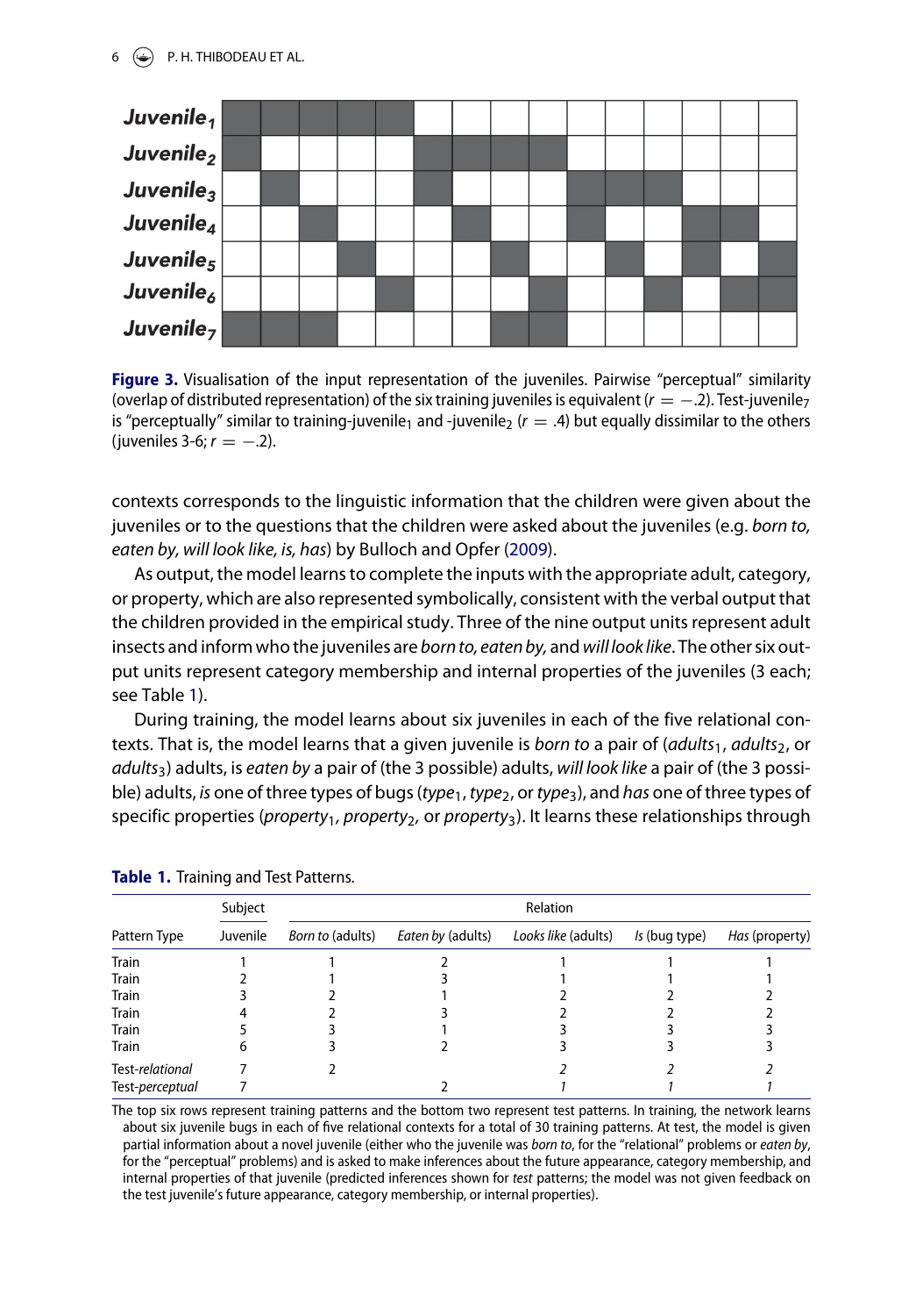**Figure 3.** Visualisation of the input representation of the juveniles. Pairwise "perceptual" similarity (overlap of distributed representation) of the six training juveniles is equivalent ($r = -.2$). Test-juvenile$_7$ is "perceptually" similar to training-juvenile$_1$ and -juvenile$_2$ ($r = .4$) but equally dissimilar to the others (juveniles 3-6; $r = -.2$).

contexts corresponds to the linguistic information that the children were given about the juveniles or to the questions that the children were asked about the juveniles (e.g. *born to, eaten by, will look like, is, has*) by Bulloch and Opfer (2009).

As output, the model learns to complete the inputs with the appropriate adult, category, or property, which are also represented symbolically, consistent with the verbal output that the children provided in the empirical study. Three of the nine output units represent adult insects and inform who the juveniles are *born to, eaten by,* and *will look like*. The other six output units represent category membership and internal properties of the juveniles (3 each; see Table 1).

During training, the model learns about six juveniles in each of the five relational contexts. That is, the model learns that a given juvenile is *born to* a pair of (*adults*$_1$, *adults*$_2$, or *adults*$_3$) adults, is *eaten by* a pair of (the 3 possible) adults, *will look like* a pair of (the 3 possible) adults, *is* one of three types of bugs (*type*$_1$, *type*$_2$, or *type*$_3$), and *has* one of three types of specific properties (*property*$_1$, *property*$_2$, or *property*$_3$). It learns these relationships through

**Table 1.** Training and Test Patterns.

| | Subject | Relation | | | | |
|---|---|---|---|---|---|---|
| Pattern Type | Juvenile | *Born to* (adults) | *Eaten by* (adults) | *Looks like* (adults) | *Is* (bug type) | *Has* (property) |
| Train | 1 | 1 | 2 | 1 | 1 | 1 |
| Train | 2 | 1 | 3 | 1 | 1 | 1 |
| Train | 3 | 2 | 1 | 2 | 2 | 2 |
| Train | 4 | 2 | 3 | 2 | 2 | 2 |
| Train | 5 | 3 | 1 | 3 | 3 | 3 |
| Train | 6 | 3 | 2 | 3 | 3 | 3 |
| Test-*relational* | 7 | 2 | | *2* | *2* | *2* |
| Test-*perceptual* | 7 | | 2 | *1* | *1* | *1* |

The top six rows represent training patterns and the bottom two represent test patterns. In training, the network learns about six juvenile bugs in each of five relational contexts for a total of 30 training patterns. At test, the model is given partial information about a novel juvenile (either who the juvenile was *born to*, for the "relational" problems or *eaten by*, for the "perceptual" problems) and is asked to make inferences about the future appearance, category membership, and internal properties of that juvenile (predicted inferences shown for *test* patterns; the model was not given feedback on the test juvenile's future appearance, category membership, or internal properties).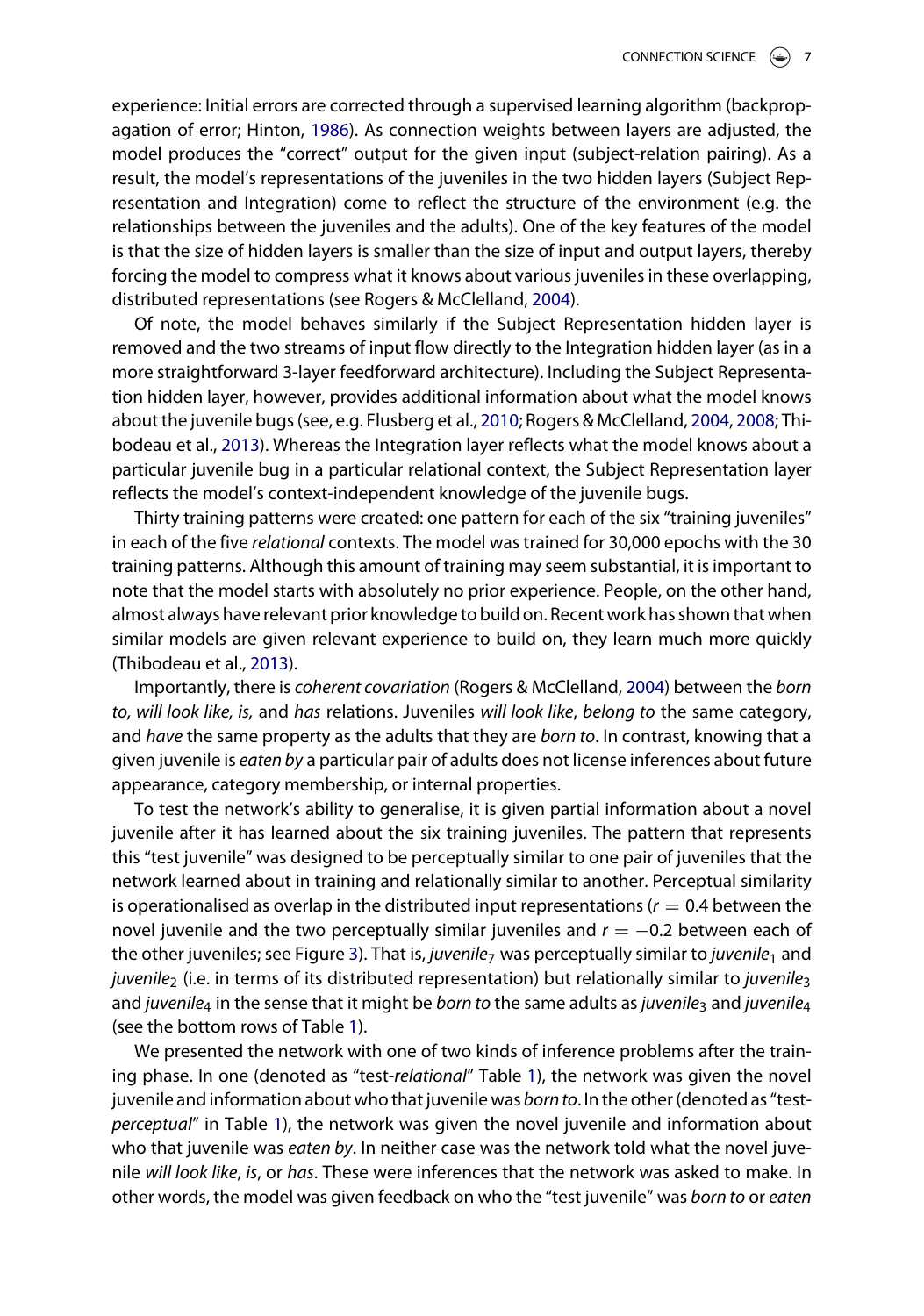experience: Initial errors are corrected through a supervised learning algorithm (backpropagation of error; Hinton, 1986). As connection weights between layers are adjusted, the model produces the "correct" output for the given input (subject-relation pairing). As a result, the model's representations of the juveniles in the two hidden layers (Subject Representation and Integration) come to reflect the structure of the environment (e.g. the relationships between the juveniles and the adults). One of the key features of the model is that the size of hidden layers is smaller than the size of input and output layers, thereby forcing the model to compress what it knows about various juveniles in these overlapping, distributed representations (see Rogers & McClelland, 2004).

Of note, the model behaves similarly if the Subject Representation hidden layer is removed and the two streams of input flow directly to the Integration hidden layer (as in a more straightforward 3-layer feedforward architecture). Including the Subject Representation hidden layer, however, provides additional information about what the model knows about the juvenile bugs (see, e.g. Flusberg et al., 2010; Rogers & McClelland, 2004, 2008; Thibodeau et al., 2013). Whereas the Integration layer reflects what the model knows about a particular juvenile bug in a particular relational context, the Subject Representation layer reflects the model's context-independent knowledge of the juvenile bugs.

Thirty training patterns were created: one pattern for each of the six "training juveniles" in each of the five *relational* contexts. The model was trained for 30,000 epochs with the 30 training patterns. Although this amount of training may seem substantial, it is important to note that the model starts with absolutely no prior experience. People, on the other hand, almost always have relevant prior knowledge to build on. Recent work has shown that when similar models are given relevant experience to build on, they learn much more quickly (Thibodeau et al., 2013).

Importantly, there is *coherent covariation* (Rogers & McClelland, 2004) between the *born to*, *will look like*, *is,* and *has* relations. Juveniles *will look like*, *belong to* the same category, and *have* the same property as the adults that they are *born to*. In contrast, knowing that a given juvenile is *eaten by* a particular pair of adults does not license inferences about future appearance, category membership, or internal properties.

To test the network's ability to generalise, it is given partial information about a novel juvenile after it has learned about the six training juveniles. The pattern that represents this "test juvenile" was designed to be perceptually similar to one pair of juveniles that the network learned about in training and relationally similar to another. Perceptual similarity is operationalised as overlap in the distributed input representations ($r = 0.4$ between the novel juvenile and the two perceptually similar juveniles and $r = -0.2$ between each of the other juveniles; see Figure 3). That is, *juvenile*$_7$ was perceptually similar to *juvenile*$_1$ and *juvenile*$_2$ (i.e. in terms of its distributed representation) but relationally similar to *juvenile*$_3$ and *juvenile*$_4$ in the sense that it might be *born to* the same adults as *juvenile*$_3$ and *juvenile*$_4$ (see the bottom rows of Table 1).

We presented the network with one of two kinds of inference problems after the training phase. In one (denoted as "test-*relational*" Table 1), the network was given the novel juvenile and information about who that juvenile was *born to*. In the other (denoted as "test-*perceptual*" in Table 1), the network was given the novel juvenile and information about who that juvenile was *eaten by*. In neither case was the network told what the novel juvenile *will look like*, *is*, or *has*. These were inferences that the network was asked to make. In other words, the model was given feedback on who the "test juvenile" was *born to* or *eaten*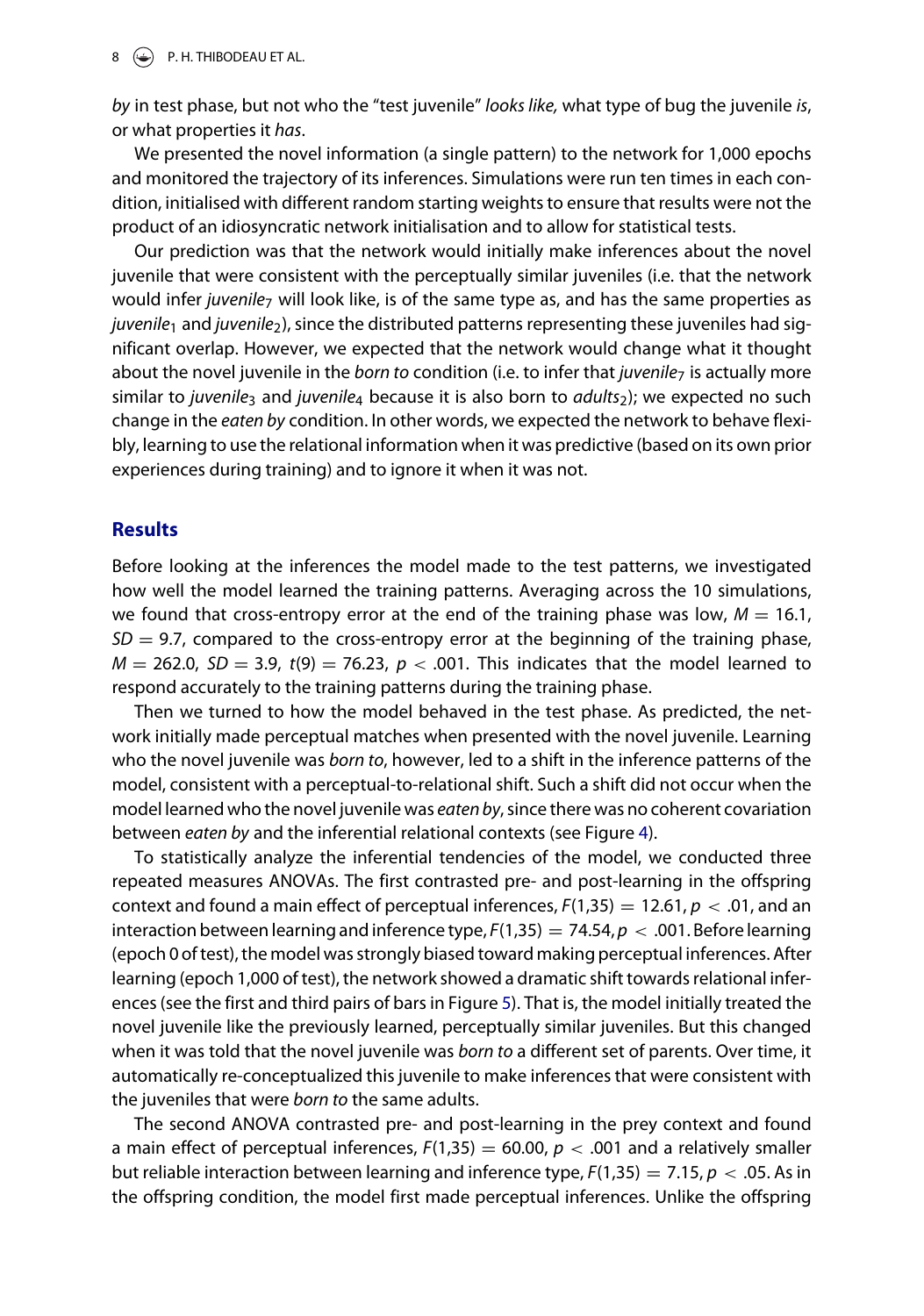*by* in test phase, but not who the "test juvenile" *looks like,* what type of bug the juvenile *is*, or what properties it *has*.

We presented the novel information (a single pattern) to the network for 1,000 epochs and monitored the trajectory of its inferences. Simulations were run ten times in each condition, initialised with different random starting weights to ensure that results were not the product of an idiosyncratic network initialisation and to allow for statistical tests.

Our prediction was that the network would initially make inferences about the novel juvenile that were consistent with the perceptually similar juveniles (i.e. that the network would infer $juvenile_7$ will look like, is of the same type as, and has the same properties as $juvenile_1$ and $juvenile_2$), since the distributed patterns representing these juveniles had significant overlap. However, we expected that the network would change what it thought about the novel juvenile in the *born to* condition (i.e. to infer that $juvenile_7$ is actually more similar to $juvenile_3$ and $juvenile_4$ because it is also born to $adults_2$); we expected no such change in the *eaten by* condition. In other words, we expected the network to behave flexibly, learning to use the relational information when it was predictive (based on its own prior experiences during training) and to ignore it when it was not.

## Results

Before looking at the inferences the model made to the test patterns, we investigated how well the model learned the training patterns. Averaging across the 10 simulations, we found that cross-entropy error at the end of the training phase was low, $M = 16.1$, $SD = 9.7$, compared to the cross-entropy error at the beginning of the training phase, $M = 262.0$, $SD = 3.9$, $t(9) = 76.23$, $p < .001$. This indicates that the model learned to respond accurately to the training patterns during the training phase.

Then we turned to how the model behaved in the test phase. As predicted, the network initially made perceptual matches when presented with the novel juvenile. Learning who the novel juvenile was *born to*, however, led to a shift in the inference patterns of the model, consistent with a perceptual-to-relational shift. Such a shift did not occur when the model learned who the novel juvenile was *eaten by*, since there was no coherent covariation between *eaten by* and the inferential relational contexts (see Figure 4).

To statistically analyze the inferential tendencies of the model, we conducted three repeated measures ANOVAs. The first contrasted pre- and post-learning in the offspring context and found a main effect of perceptual inferences, $F(1,35) = 12.61$, $p < .01$, and an interaction between learning and inference type, $F(1,35) = 74.54$, $p < .001$. Before learning (epoch 0 of test), the model was strongly biased toward making perceptual inferences. After learning (epoch 1,000 of test), the network showed a dramatic shift towards relational inferences (see the first and third pairs of bars in Figure 5). That is, the model initially treated the novel juvenile like the previously learned, perceptually similar juveniles. But this changed when it was told that the novel juvenile was *born to* a different set of parents. Over time, it automatically re-conceptualized this juvenile to make inferences that were consistent with the juveniles that were *born to* the same adults.

The second ANOVA contrasted pre- and post-learning in the prey context and found a main effect of perceptual inferences, $F(1,35) = 60.00$, $p < .001$ and a relatively smaller but reliable interaction between learning and inference type, $F(1,35) = 7.15$, $p < .05$. As in the offspring condition, the model first made perceptual inferences. Unlike the offspring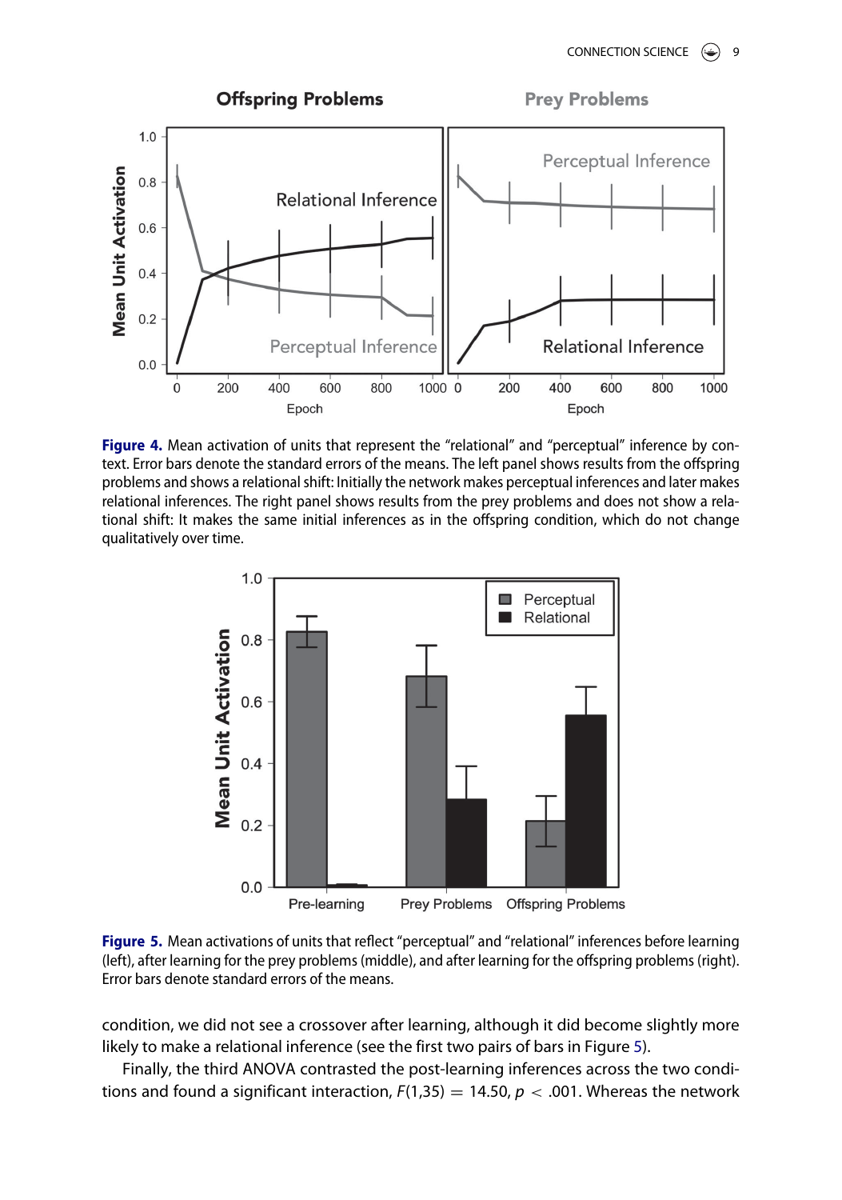**Figure 4.** Mean activation of units that represent the "relational" and "perceptual" inference by context. Error bars denote the standard errors of the means. The left panel shows results from the offspring problems and shows a relational shift: Initially the network makes perceptual inferences and later makes relational inferences. The right panel shows results from the prey problems and does not show a relational shift: It makes the same initial inferences as in the offspring condition, which do not change qualitatively over time.

**Figure 5.** Mean activations of units that reflect "perceptual" and "relational" inferences before learning (left), after learning for the prey problems (middle), and after learning for the offspring problems (right). Error bars denote standard errors of the means.

condition, we did not see a crossover after learning, although it did become slightly more likely to make a relational inference (see the first two pairs of bars in Figure 5).

Finally, the third ANOVA contrasted the post-learning inferences across the two conditions and found a significant interaction, $F(1,35) = 14.50$, $p < .001$. Whereas the network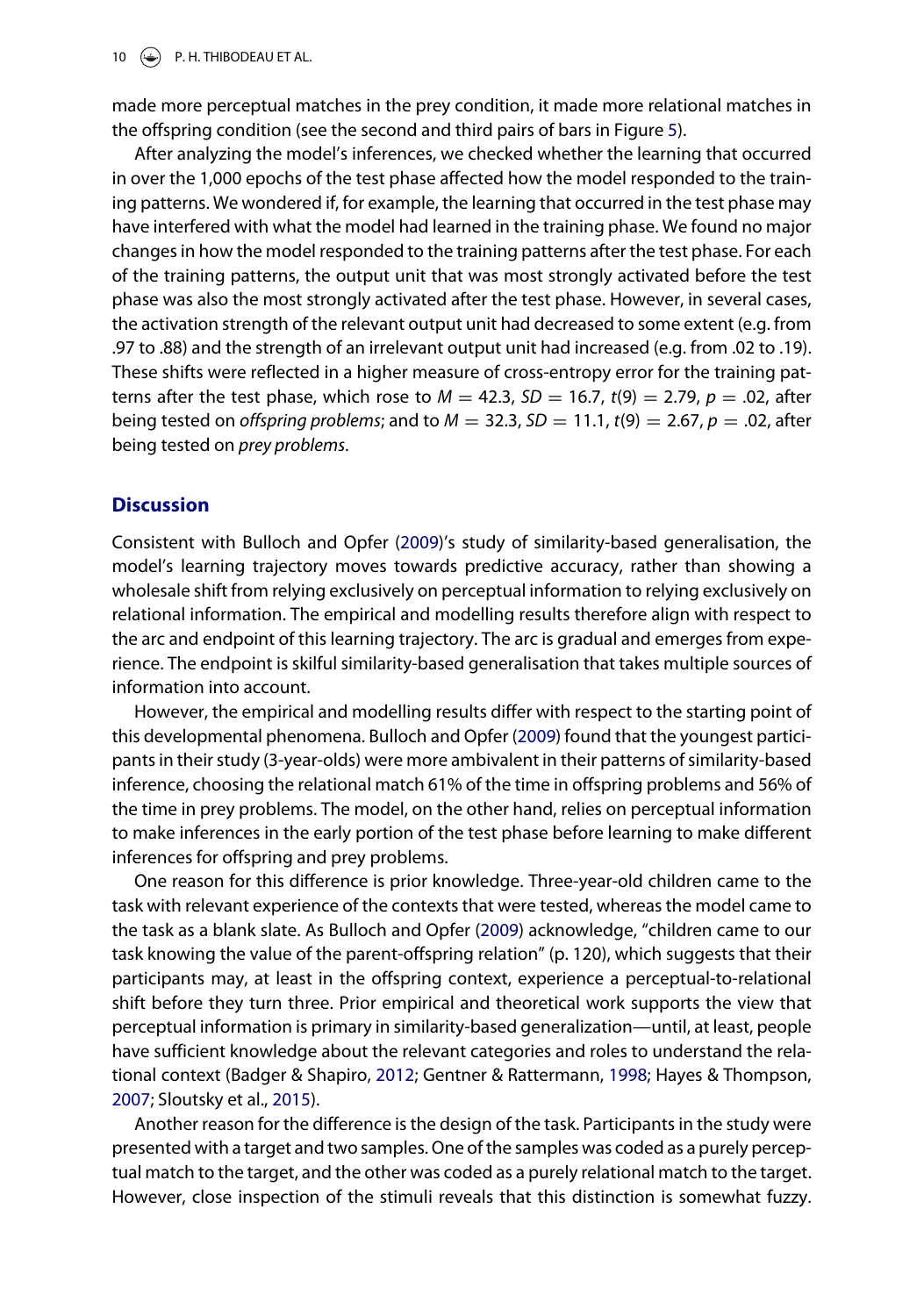made more perceptual matches in the prey condition, it made more relational matches in the offspring condition (see the second and third pairs of bars in Figure 5).

After analyzing the model's inferences, we checked whether the learning that occurred in over the 1,000 epochs of the test phase affected how the model responded to the training patterns. We wondered if, for example, the learning that occurred in the test phase may have interfered with what the model had learned in the training phase. We found no major changes in how the model responded to the training patterns after the test phase. For each of the training patterns, the output unit that was most strongly activated before the test phase was also the most strongly activated after the test phase. However, in several cases, the activation strength of the relevant output unit had decreased to some extent (e.g. from .97 to .88) and the strength of an irrelevant output unit had increased (e.g. from .02 to .19). These shifts were reflected in a higher measure of cross-entropy error for the training patterns after the test phase, which rose to $M = 42.3$, $SD = 16.7$, $t(9) = 2.79$, $p = .02$, after being tested on *offspring problems*; and to $M = 32.3$, $SD = 11.1$, $t(9) = 2.67$, $p = .02$, after being tested on *prey problems*.

## Discussion

Consistent with Bulloch and Opfer (2009)'s study of similarity-based generalisation, the model's learning trajectory moves towards predictive accuracy, rather than showing a wholesale shift from relying exclusively on perceptual information to relying exclusively on relational information. The empirical and modelling results therefore align with respect to the arc and endpoint of this learning trajectory. The arc is gradual and emerges from experience. The endpoint is skilful similarity-based generalisation that takes multiple sources of information into account.

However, the empirical and modelling results differ with respect to the starting point of this developmental phenomena. Bulloch and Opfer (2009) found that the youngest participants in their study (3-year-olds) were more ambivalent in their patterns of similarity-based inference, choosing the relational match 61% of the time in offspring problems and 56% of the time in prey problems. The model, on the other hand, relies on perceptual information to make inferences in the early portion of the test phase before learning to make different inferences for offspring and prey problems.

One reason for this difference is prior knowledge. Three-year-old children came to the task with relevant experience of the contexts that were tested, whereas the model came to the task as a blank slate. As Bulloch and Opfer (2009) acknowledge, "children came to our task knowing the value of the parent-offspring relation" (p. 120), which suggests that their participants may, at least in the offspring context, experience a perceptual-to-relational shift before they turn three. Prior empirical and theoretical work supports the view that perceptual information is primary in similarity-based generalization—until, at least, people have sufficient knowledge about the relevant categories and roles to understand the relational context (Badger & Shapiro, 2012; Gentner & Rattermann, 1998; Hayes & Thompson, 2007; Sloutsky et al., 2015).

Another reason for the difference is the design of the task. Participants in the study were presented with a target and two samples. One of the samples was coded as a purely perceptual match to the target, and the other was coded as a purely relational match to the target. However, close inspection of the stimuli reveals that this distinction is somewhat fuzzy.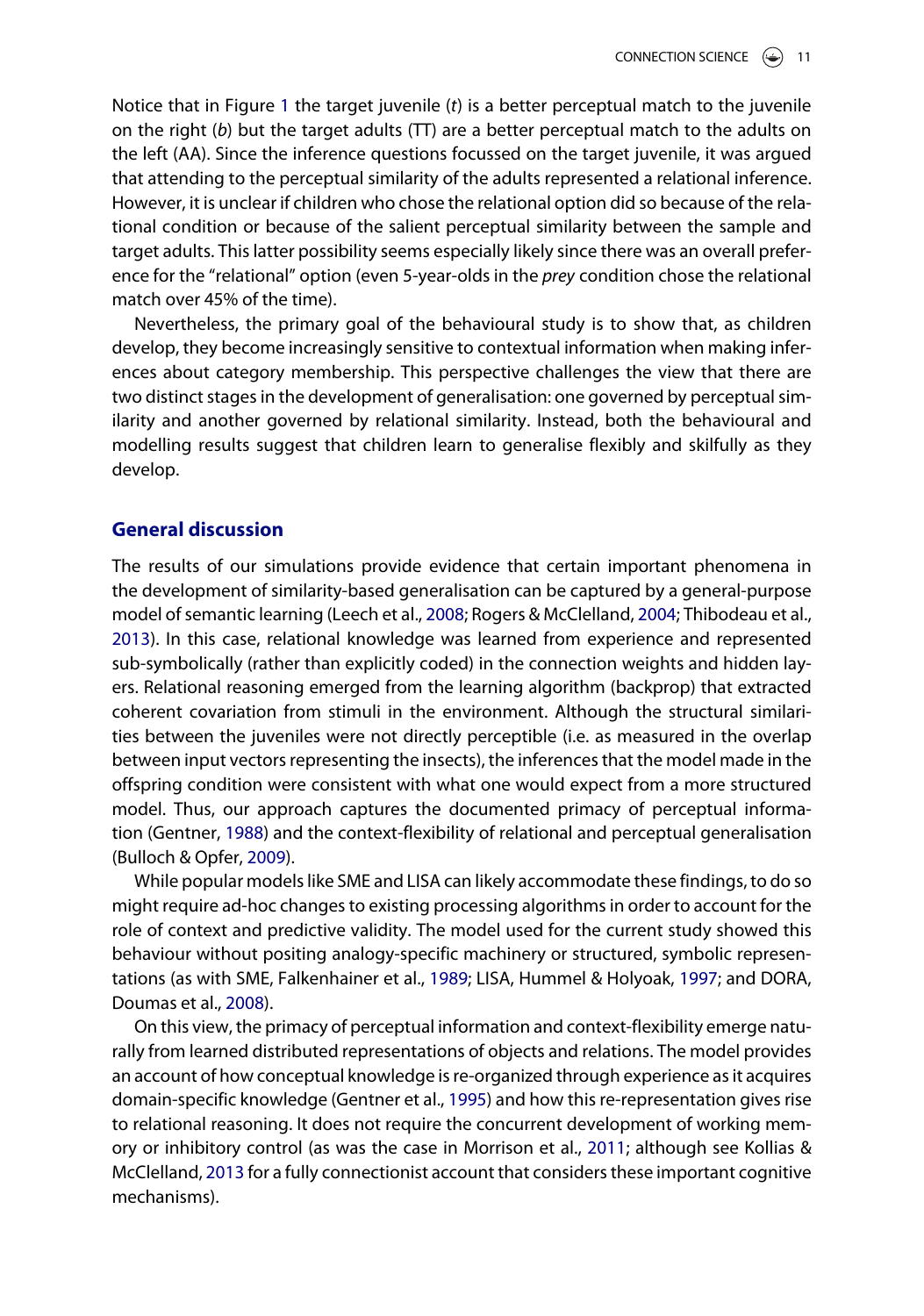Notice that in Figure 1 the target juvenile (*t*) is a better perceptual match to the juvenile on the right (*b*) but the target adults (TT) are a better perceptual match to the adults on the left (AA). Since the inference questions focussed on the target juvenile, it was argued that attending to the perceptual similarity of the adults represented a relational inference. However, it is unclear if children who chose the relational option did so because of the relational condition or because of the salient perceptual similarity between the sample and target adults. This latter possibility seems especially likely since there was an overall preference for the "relational" option (even 5-year-olds in the *prey* condition chose the relational match over 45% of the time).

Nevertheless, the primary goal of the behavioural study is to show that, as children develop, they become increasingly sensitive to contextual information when making inferences about category membership. This perspective challenges the view that there are two distinct stages in the development of generalisation: one governed by perceptual similarity and another governed by relational similarity. Instead, both the behavioural and modelling results suggest that children learn to generalise flexibly and skilfully as they develop.

## General discussion

The results of our simulations provide evidence that certain important phenomena in the development of similarity-based generalisation can be captured by a general-purpose model of semantic learning (Leech et al., 2008; Rogers & McClelland, 2004; Thibodeau et al., 2013). In this case, relational knowledge was learned from experience and represented sub-symbolically (rather than explicitly coded) in the connection weights and hidden layers. Relational reasoning emerged from the learning algorithm (backprop) that extracted coherent covariation from stimuli in the environment. Although the structural similarities between the juveniles were not directly perceptible (i.e. as measured in the overlap between input vectors representing the insects), the inferences that the model made in the offspring condition were consistent with what one would expect from a more structured model. Thus, our approach captures the documented primacy of perceptual information (Gentner, 1988) and the context-flexibility of relational and perceptual generalisation (Bulloch & Opfer, 2009).

While popular models like SME and LISA can likely accommodate these findings, to do so might require ad-hoc changes to existing processing algorithms in order to account for the role of context and predictive validity. The model used for the current study showed this behaviour without positing analogy-specific machinery or structured, symbolic representations (as with SME, Falkenhainer et al., 1989; LISA, Hummel & Holyoak, 1997; and DORA, Doumas et al., 2008).

On this view, the primacy of perceptual information and context-flexibility emerge naturally from learned distributed representations of objects and relations. The model provides an account of how conceptual knowledge is re-organized through experience as it acquires domain-specific knowledge (Gentner et al., 1995) and how this re-representation gives rise to relational reasoning. It does not require the concurrent development of working memory or inhibitory control (as was the case in Morrison et al., 2011; although see Kollias & McClelland, 2013 for a fully connectionist account that considers these important cognitive mechanisms).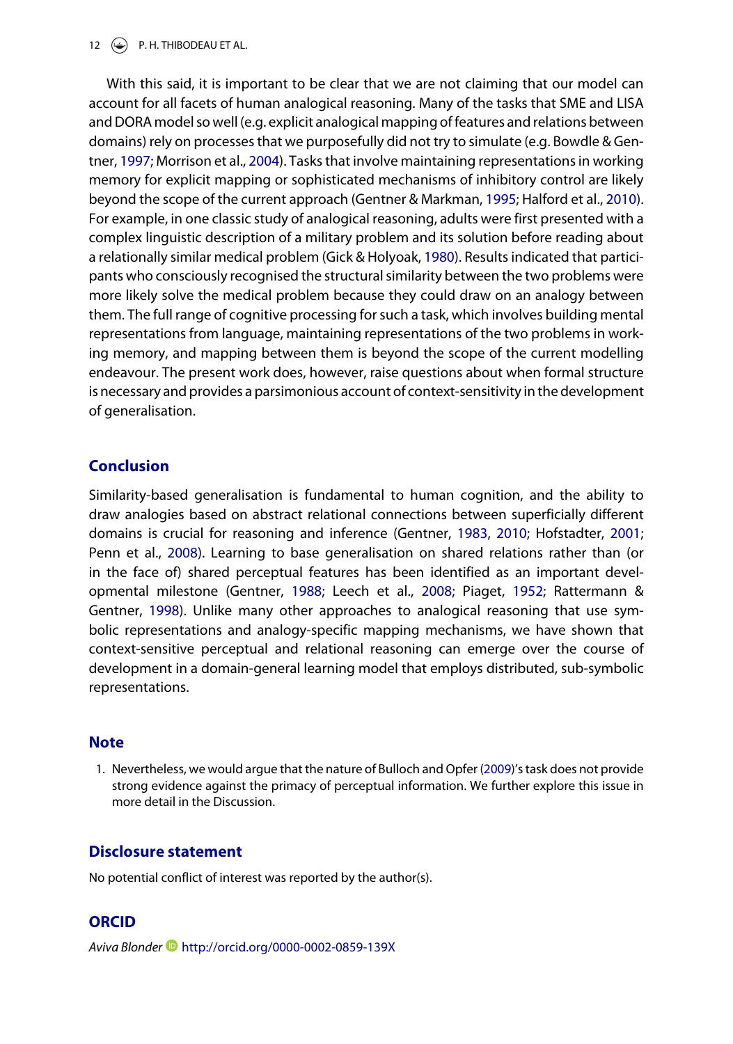With this said, it is important to be clear that we are not claiming that our model can account for all facets of human analogical reasoning. Many of the tasks that SME and LISA and DORA model so well (e.g. explicit analogical mapping of features and relations between domains) rely on processes that we purposefully did not try to simulate (e.g. Bowdle & Gentner, 1997; Morrison et al., 2004). Tasks that involve maintaining representations in working memory for explicit mapping or sophisticated mechanisms of inhibitory control are likely beyond the scope of the current approach (Gentner & Markman, 1995; Halford et al., 2010). For example, in one classic study of analogical reasoning, adults were first presented with a complex linguistic description of a military problem and its solution before reading about a relationally similar medical problem (Gick & Holyoak, 1980). Results indicated that participants who consciously recognised the structural similarity between the two problems were more likely solve the medical problem because they could draw on an analogy between them. The full range of cognitive processing for such a task, which involves building mental representations from language, maintaining representations of the two problems in working memory, and mapping between them is beyond the scope of the current modelling endeavour. The present work does, however, raise questions about when formal structure is necessary and provides a parsimonious account of context-sensitivity in the development of generalisation.

## Conclusion

Similarity-based generalisation is fundamental to human cognition, and the ability to draw analogies based on abstract relational connections between superficially different domains is crucial for reasoning and inference (Gentner, 1983, 2010; Hofstadter, 2001; Penn et al., 2008). Learning to base generalisation on shared relations rather than (or in the face of) shared perceptual features has been identified as an important developmental milestone (Gentner, 1988; Leech et al., 2008; Piaget, 1952; Rattermann & Gentner, 1998). Unlike many other approaches to analogical reasoning that use symbolic representations and analogy-specific mapping mechanisms, we have shown that context-sensitive perceptual and relational reasoning can emerge over the course of development in a domain-general learning model that employs distributed, sub-symbolic representations.

## Note

1. Nevertheless, we would argue that the nature of Bulloch and Opfer (2009)'s task does not provide strong evidence against the primacy of perceptual information. We further explore this issue in more detail in the Discussion.

## Disclosure statement

No potential conflict of interest was reported by the author(s).

## ORCID

*Aviva Blonder* http://orcid.org/0000-0002-0859-139X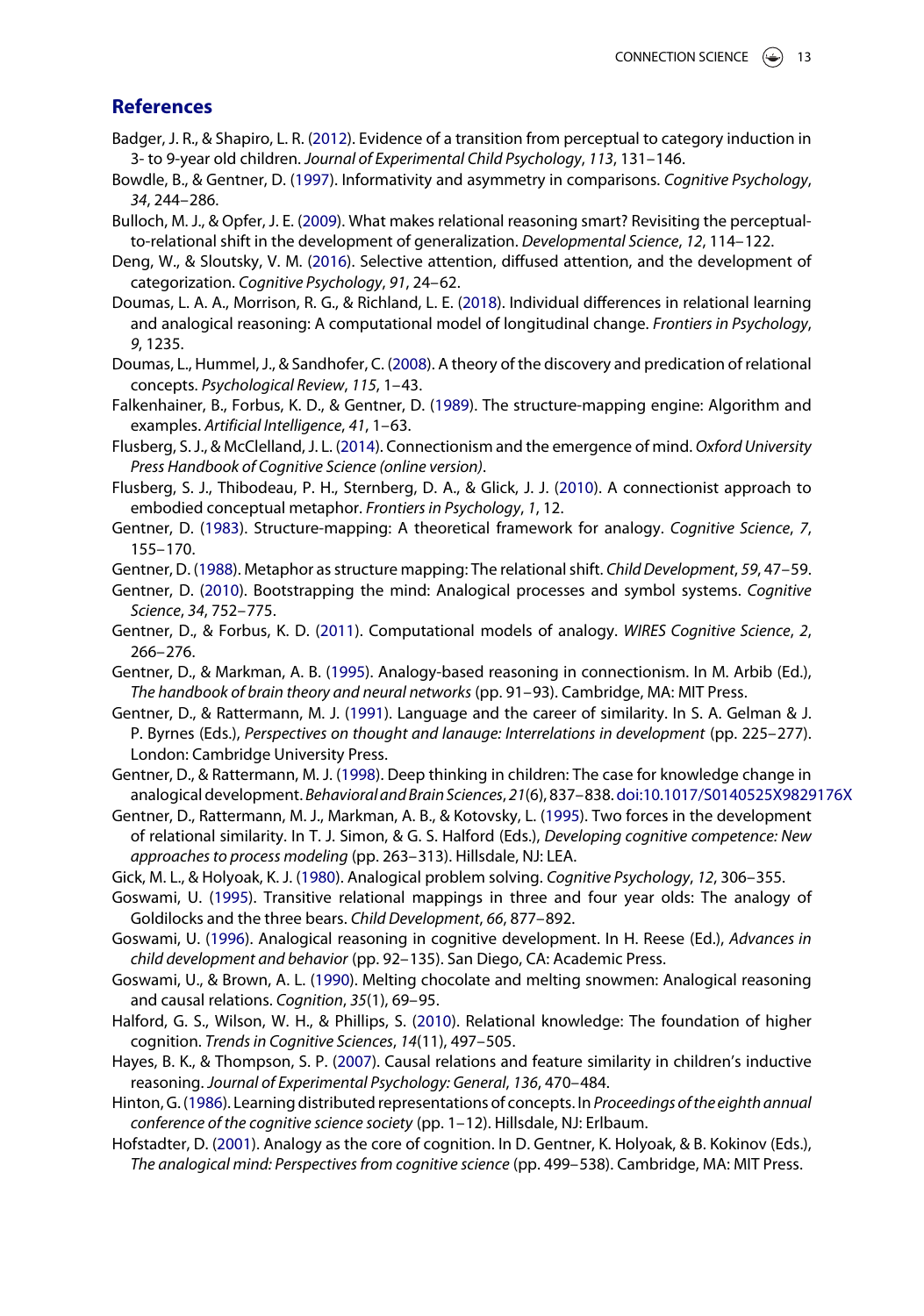## References

Badger, J. R., & Shapiro, L. R. (2012). Evidence of a transition from perceptual to category induction in 3- to 9-year old children. *Journal of Experimental Child Psychology*, *113*, 131–146.

Bowdle, B., & Gentner, D. (1997). Informativity and asymmetry in comparisons. *Cognitive Psychology*, *34*, 244–286.

Bulloch, M. J., & Opfer, J. E. (2009). What makes relational reasoning smart? Revisiting the perceptual-to-relational shift in the development of generalization. *Developmental Science*, *12*, 114–122.

Deng, W., & Sloutsky, V. M. (2016). Selective attention, diffused attention, and the development of categorization. *Cognitive Psychology*, *91*, 24–62.

Doumas, L. A. A., Morrison, R. G., & Richland, L. E. (2018). Individual differences in relational learning and analogical reasoning: A computational model of longitudinal change. *Frontiers in Psychology*, *9*, 1235.

Doumas, L., Hummel, J., & Sandhofer, C. (2008). A theory of the discovery and predication of relational concepts. *Psychological Review*, *115*, 1–43.

Falkenhainer, B., Forbus, K. D., & Gentner, D. (1989). The structure-mapping engine: Algorithm and examples. *Artificial Intelligence*, *41*, 1–63.

Flusberg, S. J., & McClelland, J. L. (2014). Connectionism and the emergence of mind. *Oxford University Press Handbook of Cognitive Science (online version)*.

Flusberg, S. J., Thibodeau, P. H., Sternberg, D. A., & Glick, J. J. (2010). A connectionist approach to embodied conceptual metaphor. *Frontiers in Psychology*, *1*, 12.

Gentner, D. (1983). Structure-mapping: A theoretical framework for analogy. *Cognitive Science*, *7*, 155–170.

Gentner, D. (1988). Metaphor as structure mapping: The relational shift. *Child Development*, *59*, 47–59.

Gentner, D. (2010). Bootstrapping the mind: Analogical processes and symbol systems. *Cognitive Science*, *34*, 752–775.

Gentner, D., & Forbus, K. D. (2011). Computational models of analogy. *WIRES Cognitive Science*, *2*, 266–276.

Gentner, D., & Markman, A. B. (1995). Analogy-based reasoning in connectionism. In M. Arbib (Ed.), *The handbook of brain theory and neural networks* (pp. 91–93). Cambridge, MA: MIT Press.

Gentner, D., & Rattermann, M. J. (1991). Language and the career of similarity. In S. A. Gelman & J. P. Byrnes (Eds.), *Perspectives on thought and lanauge: Interrelations in development* (pp. 225–277). London: Cambridge University Press.

Gentner, D., & Rattermann, M. J. (1998). Deep thinking in children: The case for knowledge change in analogical development. *Behavioral and Brain Sciences*, *21*(6), 837–838. doi:10.1017/S0140525X9829176X

Gentner, D., Rattermann, M. J., Markman, A. B., & Kotovsky, L. (1995). Two forces in the development of relational similarity. In T. J. Simon, & G. S. Halford (Eds.), *Developing cognitive competence: New approaches to process modeling* (pp. 263–313). Hillsdale, NJ: LEA.

Gick, M. L., & Holyoak, K. J. (1980). Analogical problem solving. *Cognitive Psychology*, *12*, 306–355.

Goswami, U. (1995). Transitive relational mappings in three and four year olds: The analogy of Goldilocks and the three bears. *Child Development*, *66*, 877–892.

Goswami, U. (1996). Analogical reasoning in cognitive development. In H. Reese (Ed.), *Advances in child development and behavior* (pp. 92–135). San Diego, CA: Academic Press.

Goswami, U., & Brown, A. L. (1990). Melting chocolate and melting snowmen: Analogical reasoning and causal relations. *Cognition*, *35*(1), 69–95.

Halford, G. S., Wilson, W. H., & Phillips, S. (2010). Relational knowledge: The foundation of higher cognition. *Trends in Cognitive Sciences*, *14*(11), 497–505.

Hayes, B. K., & Thompson, S. P. (2007). Causal relations and feature similarity in children's inductive reasoning. *Journal of Experimental Psychology: General*, *136*, 470–484.

Hinton, G. (1986). Learning distributed representations of concepts. In *Proceedings of the eighth annual conference of the cognitive science society* (pp. 1–12). Hillsdale, NJ: Erlbaum.

Hofstadter, D. (2001). Analogy as the core of cognition. In D. Gentner, K. Holyoak, & B. Kokinov (Eds.), *The analogical mind: Perspectives from cognitive science* (pp. 499–538). Cambridge, MA: MIT Press.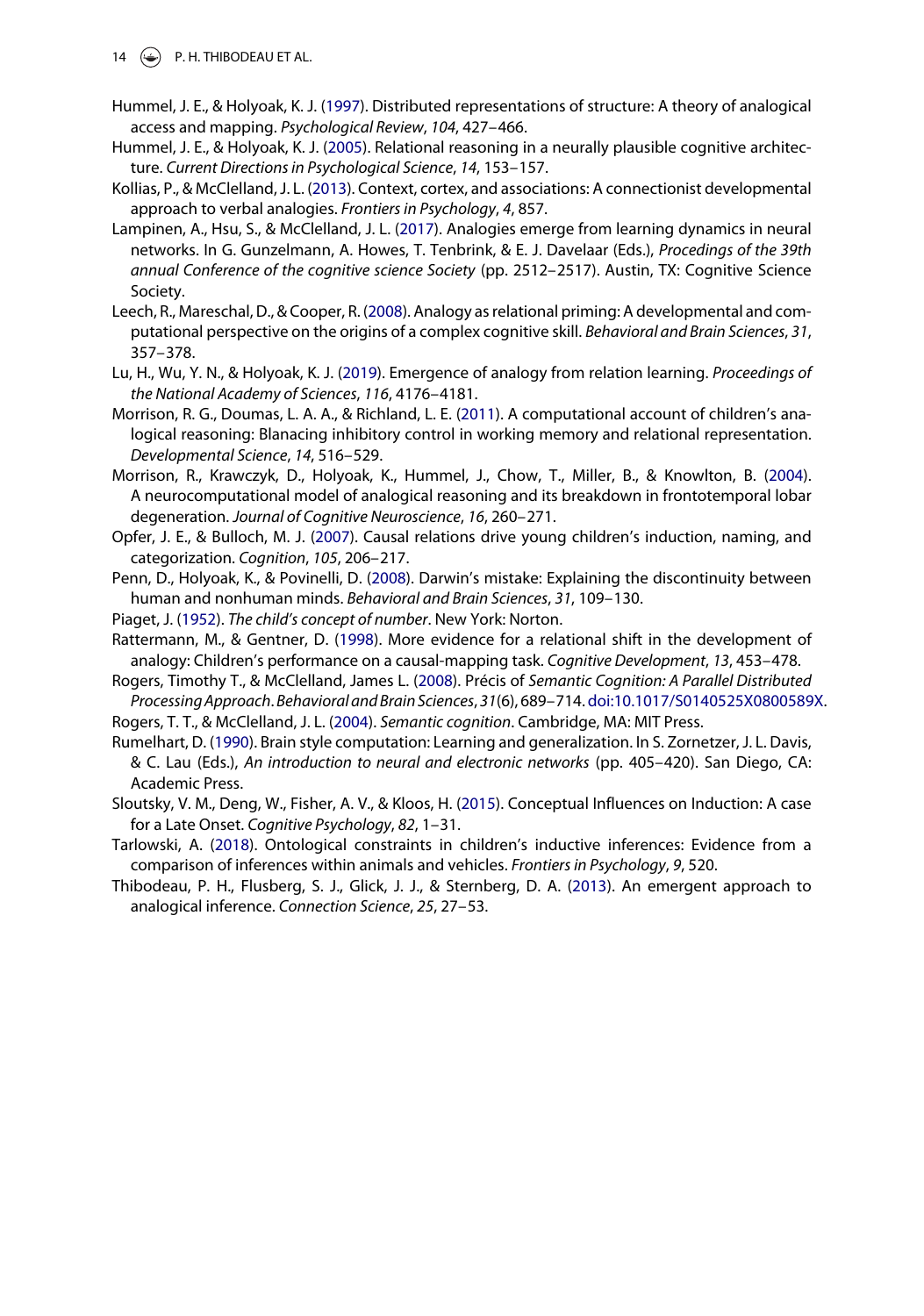Hummel, J. E., & Holyoak, K. J. (1997). Distributed representations of structure: A theory of analogical access and mapping. *Psychological Review*, *104*, 427–466.

Hummel, J. E., & Holyoak, K. J. (2005). Relational reasoning in a neurally plausible cognitive architecture. *Current Directions in Psychological Science*, *14*, 153–157.

Kollias, P., & McClelland, J. L. (2013). Context, cortex, and associations: A connectionist developmental approach to verbal analogies. *Frontiers in Psychology*, *4*, 857.

Lampinen, A., Hsu, S., & McClelland, J. L. (2017). Analogies emerge from learning dynamics in neural networks. In G. Gunzelmann, A. Howes, T. Tenbrink, & E. J. Davelaar (Eds.), *Procedings of the 39th annual Conference of the cognitive science Society* (pp. 2512–2517). Austin, TX: Cognitive Science Society.

Leech, R., Mareschal, D., & Cooper, R. (2008). Analogy as relational priming: A developmental and computational perspective on the origins of a complex cognitive skill. *Behavioral and Brain Sciences*, *31*, 357–378.

Lu, H., Wu, Y. N., & Holyoak, K. J. (2019). Emergence of analogy from relation learning. *Proceedings of the National Academy of Sciences*, *116*, 4176–4181.

Morrison, R. G., Doumas, L. A. A., & Richland, L. E. (2011). A computational account of children's analogical reasoning: Blanacing inhibitory control in working memory and relational representation. *Developmental Science*, *14*, 516–529.

Morrison, R., Krawczyk, D., Holyoak, K., Hummel, J., Chow, T., Miller, B., & Knowlton, B. (2004). A neurocomputational model of analogical reasoning and its breakdown in frontotemporal lobar degeneration. *Journal of Cognitive Neuroscience*, *16*, 260–271.

Opfer, J. E., & Bulloch, M. J. (2007). Causal relations drive young children's induction, naming, and categorization. *Cognition*, *105*, 206–217.

Penn, D., Holyoak, K., & Povinelli, D. (2008). Darwin's mistake: Explaining the discontinuity between human and nonhuman minds. *Behavioral and Brain Sciences*, *31*, 109–130.

Piaget, J. (1952). *The child's concept of number*. New York: Norton.

Rattermann, M., & Gentner, D. (1998). More evidence for a relational shift in the development of analogy: Children's performance on a causal-mapping task. *Cognitive Development*, *13*, 453–478.

Rogers, Timothy T., & McClelland, James L. (2008). Précis of *Semantic Cognition: A Parallel Distributed Processing Approach*. *Behavioral and Brain Sciences*, *31*(6), 689–714. doi:10.1017/S0140525X0800589X.

Rogers, T. T., & McClelland, J. L. (2004). *Semantic cognition*. Cambridge, MA: MIT Press.

Rumelhart, D. (1990). Brain style computation: Learning and generalization. In S. Zornetzer, J. L. Davis, & C. Lau (Eds.), *An introduction to neural and electronic networks* (pp. 405–420). San Diego, CA: Academic Press.

Sloutsky, V. M., Deng, W., Fisher, A. V., & Kloos, H. (2015). Conceptual Influences on Induction: A case for a Late Onset. *Cognitive Psychology*, *82*, 1–31.

Tarlowski, A. (2018). Ontological constraints in children's inductive inferences: Evidence from a comparison of inferences within animals and vehicles. *Frontiers in Psychology*, *9*, 520.

Thibodeau, P. H., Flusberg, S. J., Glick, J. J., & Sternberg, D. A. (2013). An emergent approach to analogical inference. *Connection Science*, *25*, 27–53.